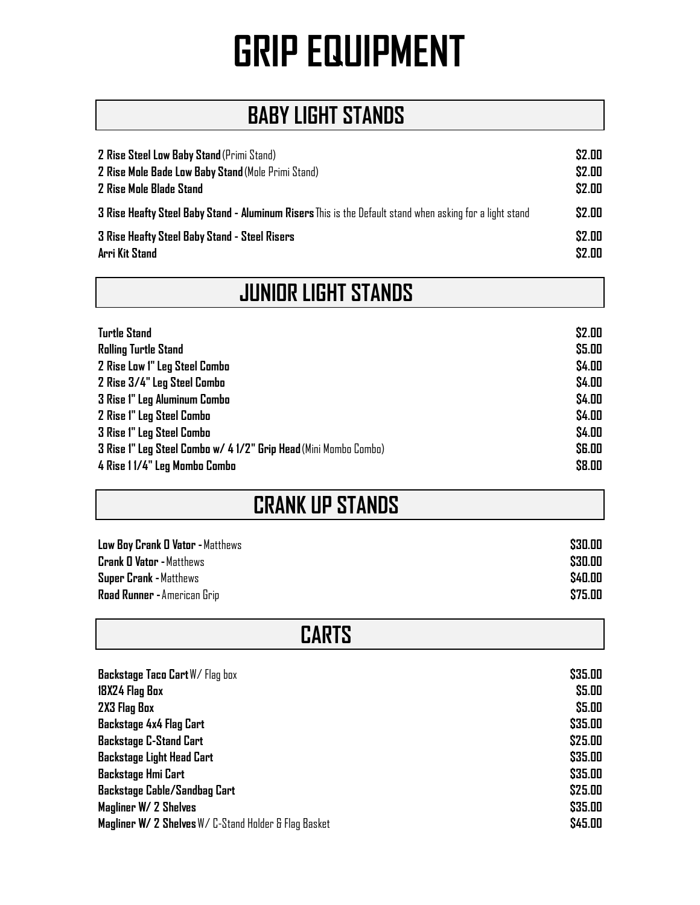# GRIP EQUIPMENT

## BABY LIGHT STANDS

| Item | Price |
|---|---|
| **2 Rise Steel Low Baby Stand** (Primi Stand) | **$2.00** |
| **2 Rise Mole Bade Low Baby Stand** (Mole Primi Stand) | **$2.00** |
| **2 Rise Mole Blade Stand** | **$2.00** |
| **3 Rise Heafty Steel Baby Stand - Aluminum Risers** This is the Default stand when asking for a light stand | **$2.00** |
| **3 Rise Heafty Steel Baby Stand - Steel Risers** | **$2.00** |
| **Arri Kit Stand** | **$2.00** |

## JUNIOR LIGHT STANDS

| Item | Price |
|---|---|
| **Turtle Stand** | **$2.00** |
| **Rolling Turtle Stand** | **$5.00** |
| **2 Rise Low 1" Leg Steel Combo** | **$4.00** |
| **2 Rise 3/4" Leg Steel Combo** | **$4.00** |
| **3 Rise 1" Leg Aluminum Combo** | **$4.00** |
| **2 Rise 1" Leg Steel Combo** | **$4.00** |
| **3 Rise 1" Leg Steel Combo** | **$4.00** |
| **3 Rise 1" Leg Steel Combo w/ 4 1/2" Grip Head** (Mini Mombo Combo) | **$6.00** |
| **4 Rise 1 1/4" Leg Mombo Combo** | **$8.00** |

## CRANK UP STANDS

| Item | Price |
|---|---|
| **Low Boy Crank O Vator -** Matthews | **$30.00** |
| **Crank O Vator -** Matthews | **$30.00** |
| **Super Crank -** Matthews | **$40.00** |
| **Road Runner -** American Grip | **$75.00** |

## CARTS

| Item | Price |
|---|---|
| **Backstage Taco Cart** W/ Flag box | **$35.00** |
| **18X24 Flag Box** | **$5.00** |
| **2X3 Flag Box** | **$5.00** |
| **Backstage 4x4 Flag Cart** | **$35.00** |
| **Backstage C-Stand Cart** | **$25.00** |
| **Backstage Light Head Cart** | **$35.00** |
| **Backstage Hmi Cart** | **$35.00** |
| **Backstage Cable/Sandbag Cart** | **$25.00** |
| **Magliner W/ 2 Shelves** | **$35.00** |
| **Magliner W/ 2 Shelves** W/ C-Stand Holder & Flag Basket | **$45.00** |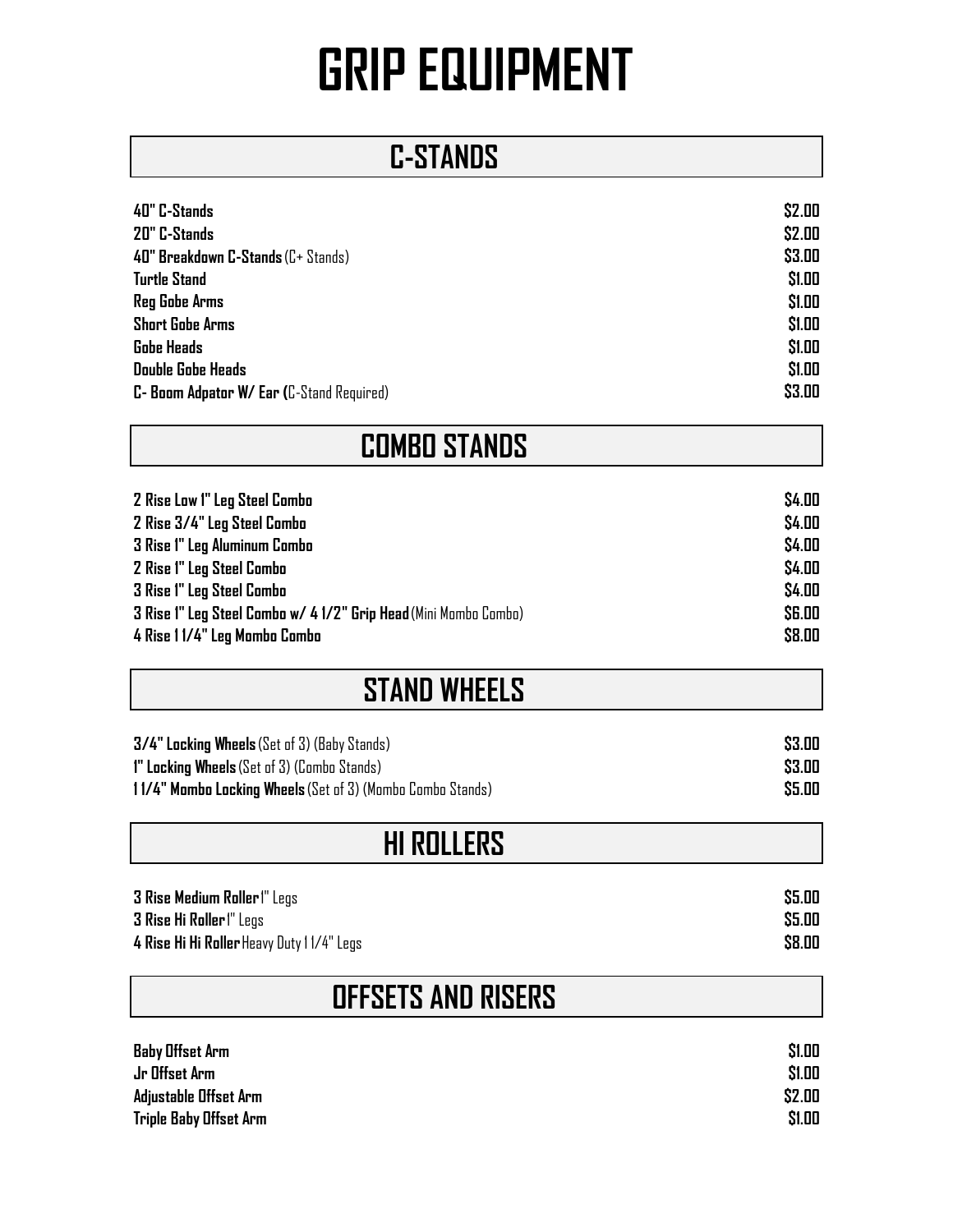# GRIP EQUIPMENT

## C-STANDS

| Item | Price |
|---|---|
| **40" C-Stands** | **$2.00** |
| **20" C-Stands** | **$2.00** |
| **40" Breakdown C-Stands** (C+ Stands) | **$3.00** |
| **Turtle Stand** | **$1.00** |
| **Reg Gobe Arms** | **$1.00** |
| **Short Gobe Arms** | **$1.00** |
| **Gobe Heads** | **$1.00** |
| **Double Gobe Heads** | **$1.00** |
| **C- Boom Adpator W/ Ear (**C-Stand Required) | **$3.00** |

## COMBO STANDS

| Item | Price |
|---|---|
| **2 Rise Low 1" Leg Steel Combo** | **$4.00** |
| **2 Rise 3/4" Leg Steel Combo** | **$4.00** |
| **3 Rise 1" Leg Aluminum Combo** | **$4.00** |
| **2 Rise 1" Leg Steel Combo** | **$4.00** |
| **3 Rise 1" Leg Steel Combo** | **$4.00** |
| **3 Rise 1" Leg Steel Combo w/ 4 1/2" Grip Head** (Mini Mombo Combo) | **$6.00** |
| **4 Rise 1 1/4" Leg Mombo Combo** | **$8.00** |

## STAND WHEELS

| Item | Price |
|---|---|
| **3/4" Locking Wheels** (Set of 3) (Baby Stands) | **$3.00** |
| **1" Locking Wheels** (Set of 3) (Combo Stands) | **$3.00** |
| **1 1/4" Mombo Locking Wheels** (Set of 3) (Mombo Combo Stands) | **$5.00** |

## HI ROLLERS

| Item | Price |
|---|---|
| **3 Rise Medium Roller** 1" Legs | **$5.00** |
| **3 Rise Hi Roller** 1" Legs | **$5.00** |
| **4 Rise Hi Hi Roller** Heavy Duty 1 1/4" Legs | **$8.00** |

## OFFSETS AND RISERS

| Item | Price |
|---|---|
| **Baby Offset Arm** | **$1.00** |
| **Jr Offset Arm** | **$1.00** |
| **Adjustable Offset Arm** | **$2.00** |
| **Triple Baby Offset Arm** | **$1.00** |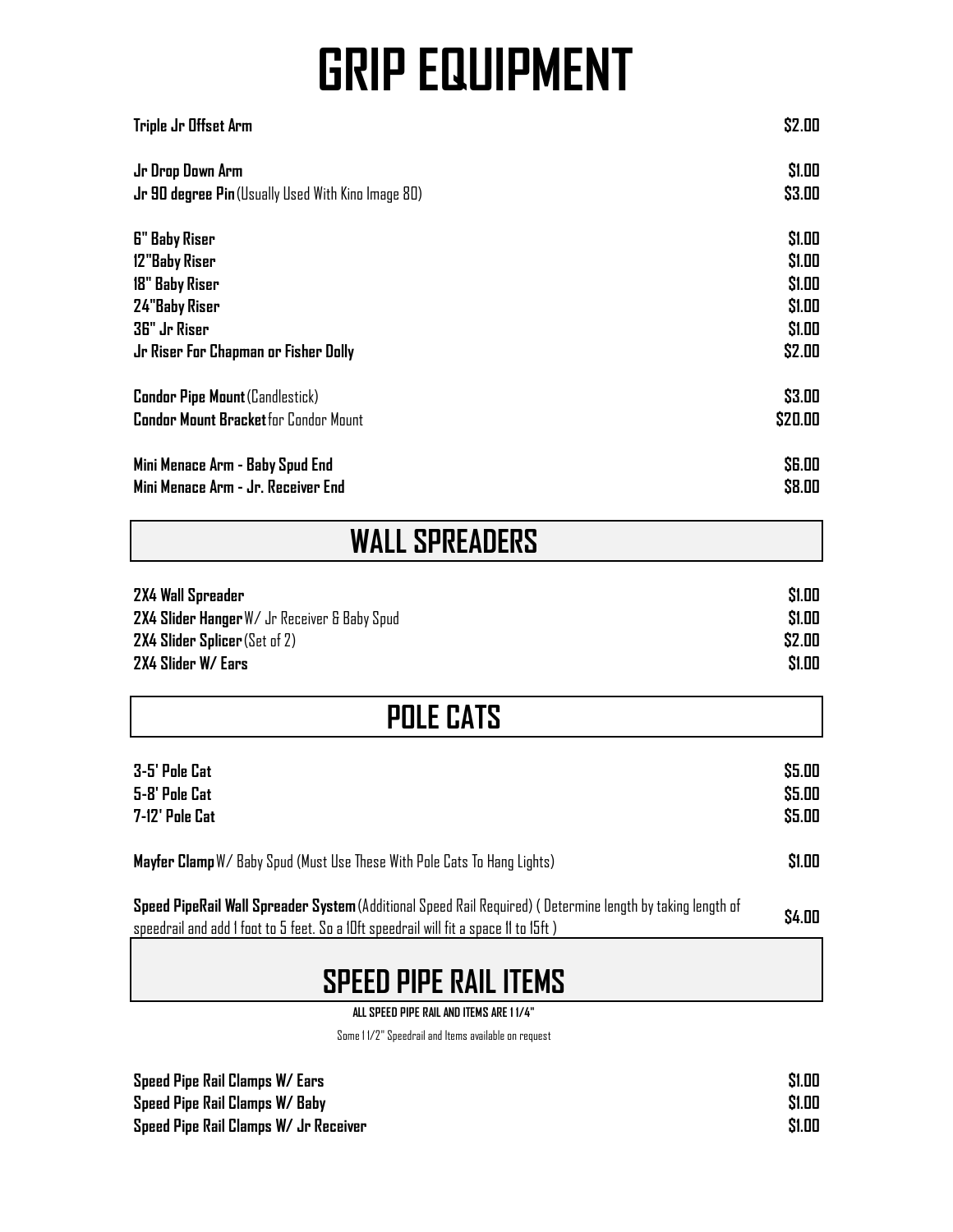# GRIP EQUIPMENT

| Item | Price |
| --- | --- |
| **Triple Jr Offset Arm** | **$2.00** |
| **Jr Drop Down Arm** | **$1.00** |
| **Jr 90 degree Pin** (Usually Used With Kino Image 80) | **$3.00** |
| **6" Baby Riser** | **$1.00** |
| **12"Baby Riser** | **$1.00** |
| **18" Baby Riser** | **$1.00** |
| **24"Baby Riser** | **$1.00** |
| **36" Jr Riser** | **$1.00** |
| **Jr Riser For Chapman or Fisher Dolly** | **$2.00** |
| **Condor Pipe Mount** (Candlestick) | **$3.00** |
| **Condor Mount Bracket** for Condor Mount | **$20.00** |
| **Mini Menace Arm - Baby Spud End** | **$6.00** |
| **Mini Menace Arm - Jr. Receiver End** | **$8.00** |

## WALL SPREADERS

| Item | Price |
| --- | --- |
| **2X4 Wall Spreader** | **$1.00** |
| **2X4 Slider Hanger** W/ Jr Receiver & Baby Spud | **$1.00** |
| **2X4 Slider Splicer** (Set of 2) | **$2.00** |
| **2X4 Slider W/ Ears** | **$1.00** |

## POLE CATS

| Item | Price |
| --- | --- |
| **3-5' Pole Cat** | **$5.00** |
| **5-8' Pole Cat** | **$5.00** |
| **7-12' Pole Cat** | **$5.00** |
| **Mayfer Clamp** W/ Baby Spud (Must Use These With Pole Cats To Hang Lights) | **$1.00** |
| **Speed PipeRail Wall Spreader System** (Additional Speed Rail Required) ( Determine length by taking length of speedrail and add 1 foot to 5 feet. So a 10ft speedrail will fit a space 11 to 15ft ) | **$4.00** |

## SPEED PIPE RAIL ITEMS

**ALL SPEED PIPE RAIL AND ITEMS ARE 1 1/4"**

Some 1 1/2" Speedrail and Items available on request

| Item | Price |
| --- | --- |
| **Speed Pipe Rail Clamps W/ Ears** | **$1.00** |
| **Speed Pipe Rail Clamps W/ Baby** | **$1.00** |
| **Speed Pipe Rail Clamps W/ Jr Receiver** | **$1.00** |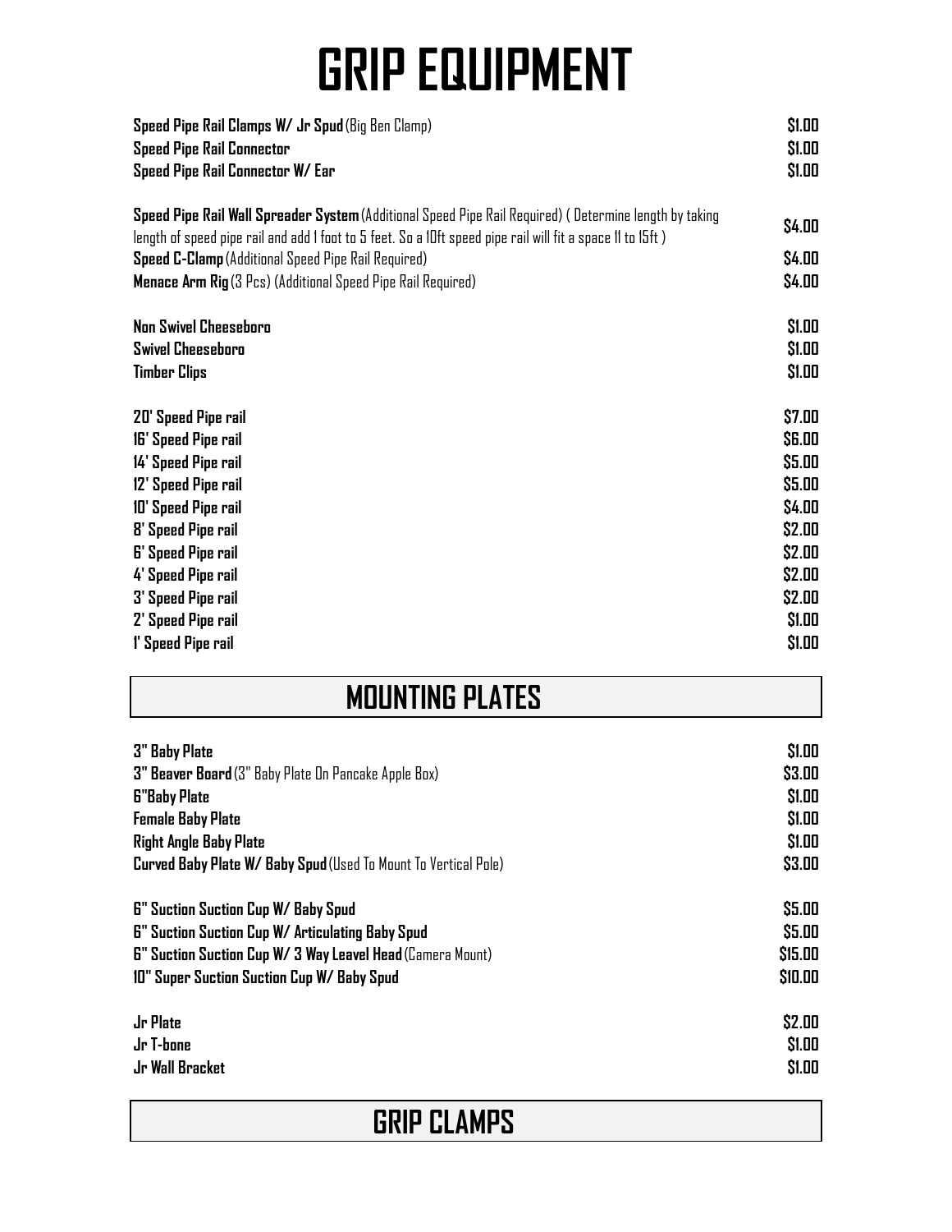# GRIP EQUIPMENT

| Item | Price |
| --- | --- |
| **Speed Pipe Rail Clamps W/ Jr Spud** (Big Ben Clamp) | $1.00 |
| **Speed Pipe Rail Connector** | $1.00 |
| **Speed Pipe Rail Connector W/ Ear** | $1.00 |
| **Speed Pipe Rail Wall Spreader System** (Additional Speed Pipe Rail Required) ( Determine length by taking length of speed pipe rail and add 1 foot to 5 feet. So a 10ft speed pipe rail will fit a space 11 to 15ft ) | $4.00 |
| **Speed C-Clamp** (Additional Speed Pipe Rail Required) | $4.00 |
| **Menace Arm Rig** (3 Pcs) (Additional Speed Pipe Rail Required) | $4.00 |
| **Non Swivel Cheeseboro** | $1.00 |
| **Swivel Cheeseboro** | $1.00 |
| **Timber Clips** | $1.00 |
| **20' Speed Pipe rail** | $7.00 |
| **16' Speed Pipe rail** | $6.00 |
| **14' Speed Pipe rail** | $5.00 |
| **12' Speed Pipe rail** | $5.00 |
| **10' Speed Pipe rail** | $4.00 |
| **8' Speed Pipe rail** | $2.00 |
| **6' Speed Pipe rail** | $2.00 |
| **4' Speed Pipe rail** | $2.00 |
| **3' Speed Pipe rail** | $2.00 |
| **2' Speed Pipe rail** | $1.00 |
| **1' Speed Pipe rail** | $1.00 |

## MOUNTING PLATES

| Item | Price |
| --- | --- |
| **3" Baby Plate** | $1.00 |
| **3" Beaver Board** (3" Baby Plate On Pancake Apple Box) | $3.00 |
| **6"Baby Plate** | $1.00 |
| **Female Baby Plate** | $1.00 |
| **Right Angle Baby Plate** | $1.00 |
| **Curved Baby Plate W/ Baby Spud** (Used To Mount To Vertical Pole) | $3.00 |
| **6" Suction Suction Cup W/ Baby Spud** | $5.00 |
| **6" Suction Suction Cup W/ Articulating Baby Spud** | $5.00 |
| **6" Suction Suction Cup W/ 3 Way Leavel Head** (Camera Mount) | $15.00 |
| **10" Super Suction Suction Cup W/ Baby Spud** | $10.00 |
| **Jr Plate** | $2.00 |
| **Jr T-bone** | $1.00 |
| **Jr Wall Bracket** | $1.00 |

## GRIP CLAMPS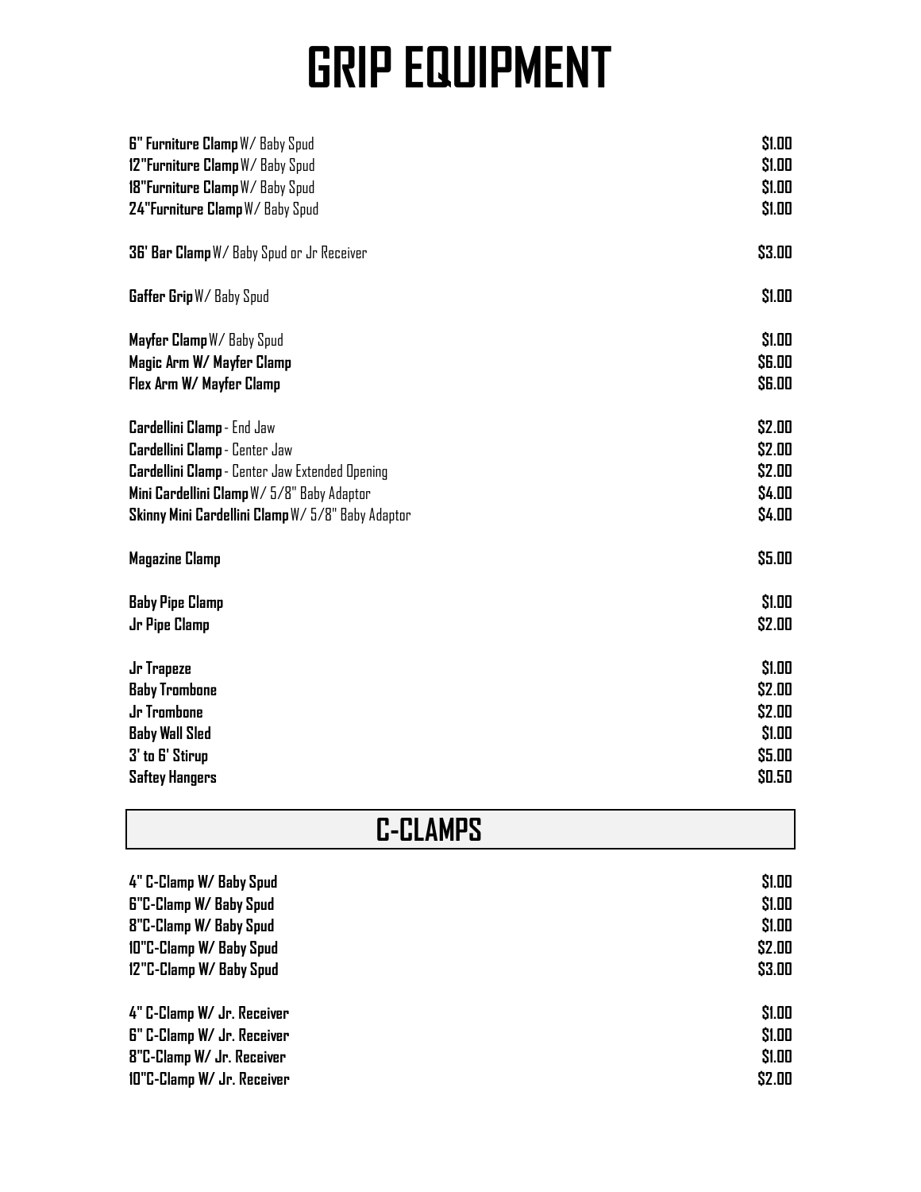# GRIP EQUIPMENT

| Item | Price |
| --- | --- |
| **6" Furniture Clamp** W/ Baby Spud | **$1.00** |
| **12"Furniture Clamp** W/ Baby Spud | **$1.00** |
| **18"Furniture Clamp** W/ Baby Spud | **$1.00** |
| **24"Furniture Clamp** W/ Baby Spud | **$1.00** |
| | |
| **36' Bar Clamp** W/ Baby Spud or Jr Receiver | **$3.00** |
| | |
| **Gaffer Grip** W/ Baby Spud | **$1.00** |
| | |
| **Mayfer Clamp** W/ Baby Spud | **$1.00** |
| **Magic Arm W/ Mayfer Clamp** | **$6.00** |
| **Flex Arm W/ Mayfer Clamp** | **$6.00** |
| | |
| **Cardellini Clamp** - End Jaw | **$2.00** |
| **Cardellini Clamp** - Center Jaw | **$2.00** |
| **Cardellini Clamp** - Center Jaw Extended Opening | **$2.00** |
| **Mini Cardellini Clamp** W/ 5/8" Baby Adaptor | **$4.00** |
| **Skinny Mini Cardellini Clamp** W/ 5/8" Baby Adaptor | **$4.00** |
| | |
| **Magazine Clamp** | **$5.00** |
| | |
| **Baby Pipe Clamp** | **$1.00** |
| **Jr Pipe Clamp** | **$2.00** |
| | |
| **Jr Trapeze** | **$1.00** |
| **Baby Trombone** | **$2.00** |
| **Jr Trombone** | **$2.00** |
| **Baby Wall Sled** | **$1.00** |
| **3' to 6' Stirup** | **$5.00** |
| **Saftey Hangers** | **$0.50** |

## C-CLAMPS

| Item | Price |
| --- | --- |
| **4" C-Clamp W/ Baby Spud** | **$1.00** |
| **6"C-Clamp W/ Baby Spud** | **$1.00** |
| **8"C-Clamp W/ Baby Spud** | **$1.00** |
| **10"C-Clamp W/ Baby Spud** | **$2.00** |
| **12"C-Clamp W/ Baby Spud** | **$3.00** |
| | |
| **4" C-Clamp W/ Jr. Receiver** | **$1.00** |
| **6" C-Clamp W/ Jr. Receiver** | **$1.00** |
| **8"C-Clamp W/ Jr. Receiver** | **$1.00** |
| **10"C-Clamp W/ Jr. Receiver** | **$2.00** |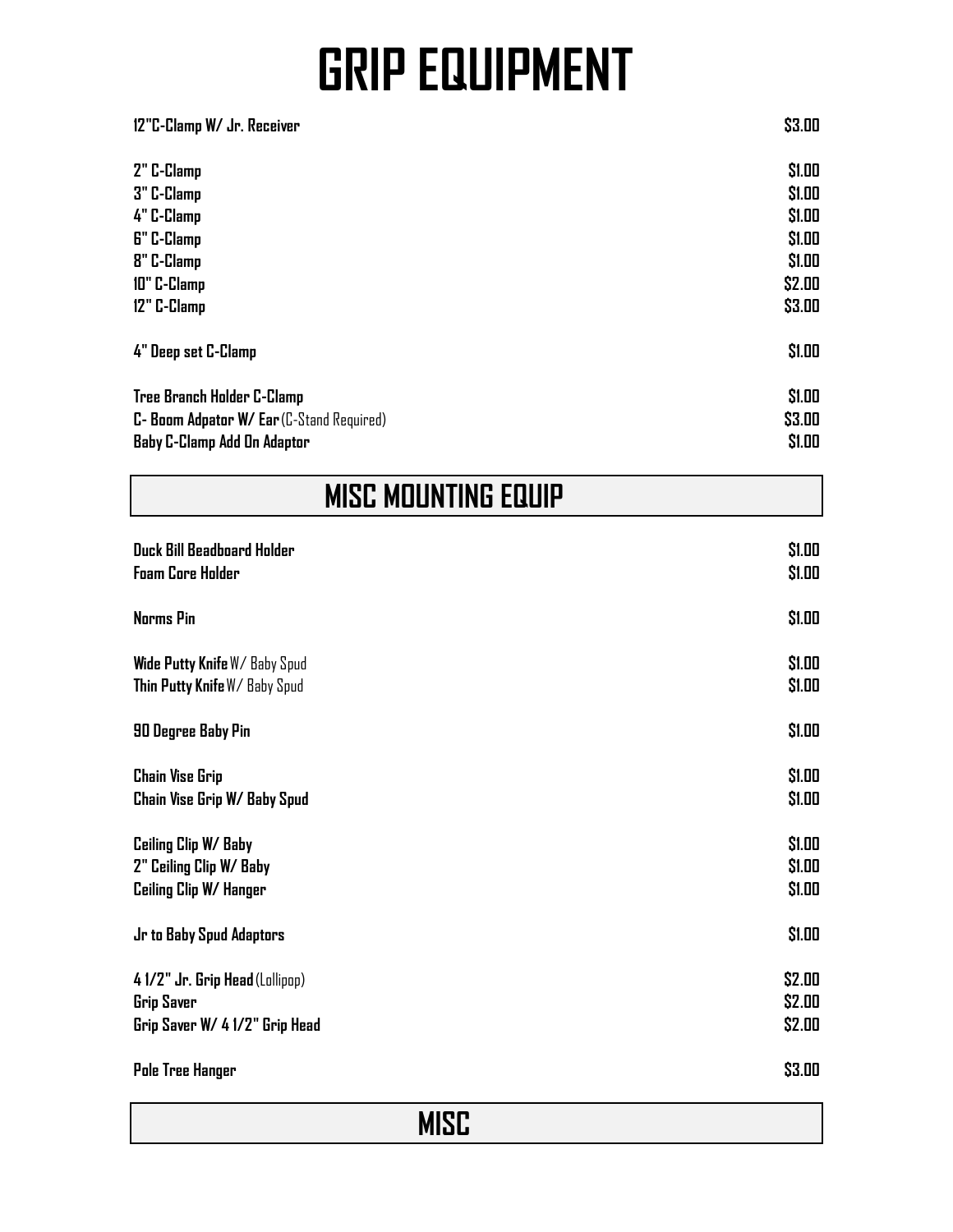# GRIP EQUIPMENT

| | |
|---|---|
| **12"C-Clamp W/ Jr. Receiver** | **$3.00** |
| | |
| **2" C-Clamp** | **$1.00** |
| **3" C-Clamp** | **$1.00** |
| **4" C-Clamp** | **$1.00** |
| **6" C-Clamp** | **$1.00** |
| **8" C-Clamp** | **$1.00** |
| **10" C-Clamp** | **$2.00** |
| **12" C-Clamp** | **$3.00** |
| | |
| **4" Deep set C-Clamp** | **$1.00** |
| | |
| **Tree Branch Holder C-Clamp** | **$1.00** |
| **C- Boom Adpator W/ Ear** (C-Stand Required) | **$3.00** |
| **Baby C-Clamp Add On Adaptor** | **$1.00** |

## MISC MOUNTING EQUIP

| | |
|---|---|
| **Duck Bill Beadboard Holder** | **$1.00** |
| **Foam Core Holder** | **$1.00** |
| | |
| **Norms Pin** | **$1.00** |
| | |
| **Wide Putty Knife** W/ Baby Spud | **$1.00** |
| **Thin Putty Knife** W/ Baby Spud | **$1.00** |
| | |
| **90 Degree Baby Pin** | **$1.00** |
| | |
| **Chain Vise Grip** | **$1.00** |
| **Chain Vise Grip W/ Baby Spud** | **$1.00** |
| | |
| **Ceiling Clip W/ Baby** | **$1.00** |
| **2" Ceiling Clip W/ Baby** | **$1.00** |
| **Ceiling Clip W/ Hanger** | **$1.00** |
| | |
| **Jr to Baby Spud Adaptors** | **$1.00** |
| | |
| **4 1/2" Jr. Grip Head** (Lollipop) | **$2.00** |
| **Grip Saver** | **$2.00** |
| **Grip Saver W/ 4 1/2" Grip Head** | **$2.00** |
| | |
| **Pole Tree Hanger** | **$3.00** |

## MISC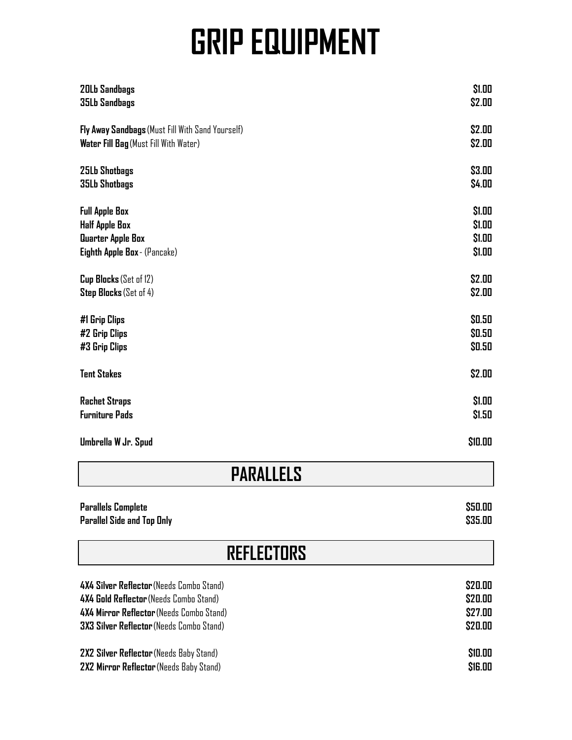# GRIP EQUIPMENT

| Item | Price |
| --- | --- |
| **20Lb Sandbags** | **$1.00** |
| **35Lb Sandbags** | **$2.00** |
| **Fly Away Sandbags** (Must Fill With Sand Yourself) | **$2.00** |
| **Water Fill Bag** (Must Fill With Water) | **$2.00** |
| **25Lb Shotbags** | **$3.00** |
| **35Lb Shotbags** | **$4.00** |
| **Full Apple Box** | **$1.00** |
| **Half Apple Box** | **$1.00** |
| **Quarter Apple Box** | **$1.00** |
| **Eighth Apple Box** - (Pancake) | **$1.00** |
| **Cup Blocks** (Set of 12) | **$2.00** |
| **Step Blocks** (Set of 4) | **$2.00** |
| **#1 Grip Clips** | **$0.50** |
| **#2 Grip Clips** | **$0.50** |
| **#3 Grip Clips** | **$0.50** |
| **Tent Stakes** | **$2.00** |
| **Rachet Straps** | **$1.00** |
| **Furniture Pads** | **$1.50** |
| **Umbrella W Jr. Spud** | **$10.00** |

## PARALLELS

| Item | Price |
| --- | --- |
| **Parallels Complete** | **$50.00** |
| **Parallel Side and Top Only** | **$35.00** |

## REFLECTORS

| Item | Price |
| --- | --- |
| **4X4 Silver Reflector** (Needs Combo Stand) | **$20.00** |
| **4X4 Gold Reflector** (Needs Combo Stand) | **$20.00** |
| **4X4 Mirror Reflector** (Needs Combo Stand) | **$27.00** |
| **3X3 Silver Reflector** (Needs Combo Stand) | **$20.00** |
| **2X2 Silver Reflector** (Needs Baby Stand) | **$10.00** |
| **2X2 Mirror Reflector** (Needs Baby Stand) | **$16.00** |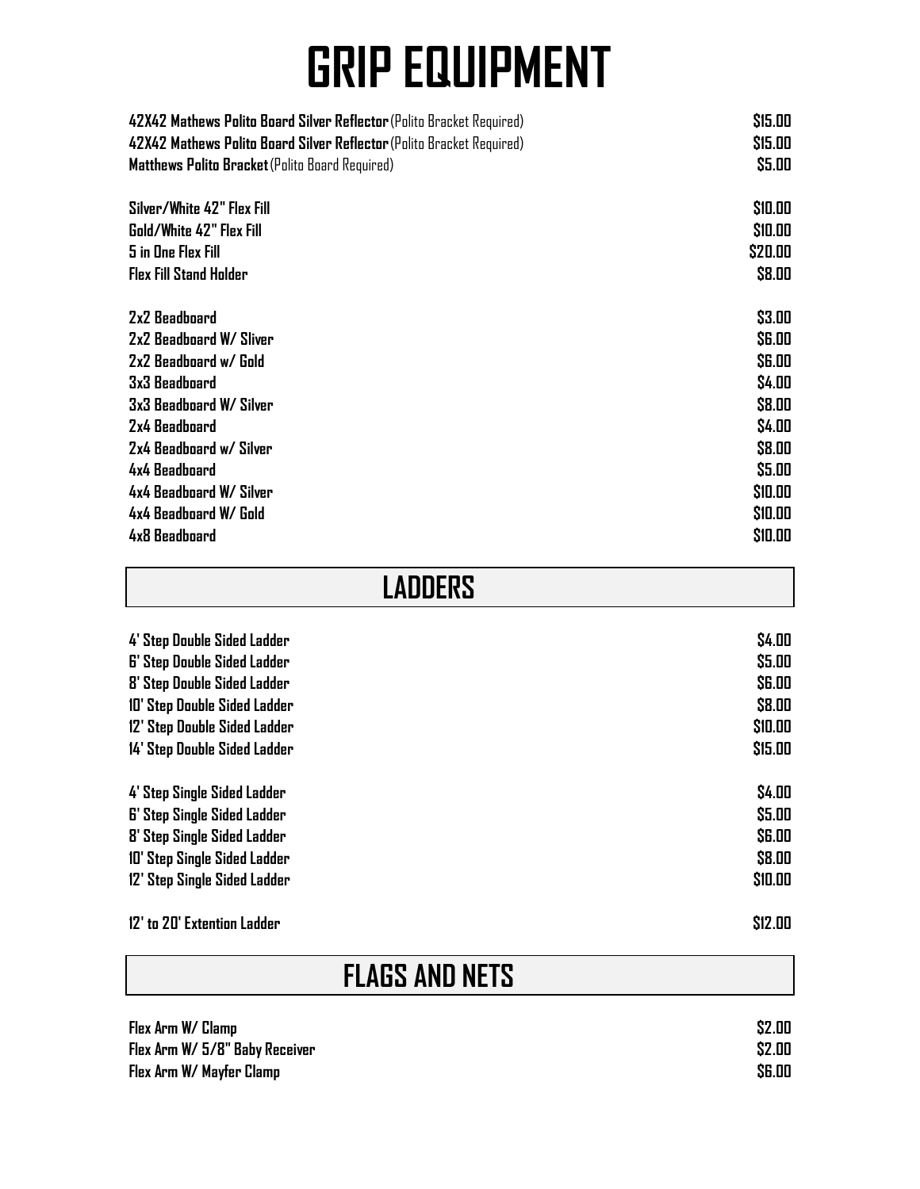# GRIP EQUIPMENT

| Item | Price |
|---|---|
| **42X42 Mathews Polito Board Silver Reflector** (Polito Bracket Required) | **$15.00** |
| **42X42 Mathews Polito Board Silver Reflector** (Polito Bracket Required) | **$15.00** |
| **Matthews Polito Bracket** (Polito Board Required) | **$5.00** |
| **Silver/White 42" Flex Fill** | **$10.00** |
| **Gold/White 42" Flex Fill** | **$10.00** |
| **5 in One Flex Fill** | **$20.00** |
| **Flex Fill Stand Holder** | **$8.00** |
| **2x2 Beadboard** | **$3.00** |
| **2x2 Beadboard W/ Sliver** | **$6.00** |
| **2x2 Beadboard w/ Gold** | **$6.00** |
| **3x3 Beadboard** | **$4.00** |
| **3x3 Beadboard W/ Silver** | **$8.00** |
| **2x4 Beadboard** | **$4.00** |
| **2x4 Beadboard w/ Silver** | **$8.00** |
| **4x4 Beadboard** | **$5.00** |
| **4x4 Beadboard W/ Silver** | **$10.00** |
| **4x4 Beadboard W/ Gold** | **$10.00** |
| **4x8 Beadboard** | **$10.00** |

## LADDERS

| Item | Price |
|---|---|
| **4' Step Double Sided Ladder** | **$4.00** |
| **6' Step Double Sided Ladder** | **$5.00** |
| **8' Step Double Sided Ladder** | **$6.00** |
| **10' Step Double Sided Ladder** | **$8.00** |
| **12' Step Double Sided Ladder** | **$10.00** |
| **14' Step Double Sided Ladder** | **$15.00** |
| **4' Step Single Sided Ladder** | **$4.00** |
| **6' Step Single Sided Ladder** | **$5.00** |
| **8' Step Single Sided Ladder** | **$6.00** |
| **10' Step Single Sided Ladder** | **$8.00** |
| **12' Step Single Sided Ladder** | **$10.00** |
| **12' to 20' Extention Ladder** | **$12.00** |

## FLAGS AND NETS

| Item | Price |
|---|---|
| **Flex Arm W/ Clamp** | **$2.00** |
| **Flex Arm W/ 5/8" Baby Receiver** | **$2.00** |
| **Flex Arm W/ Mayfer Clamp** | **$6.00** |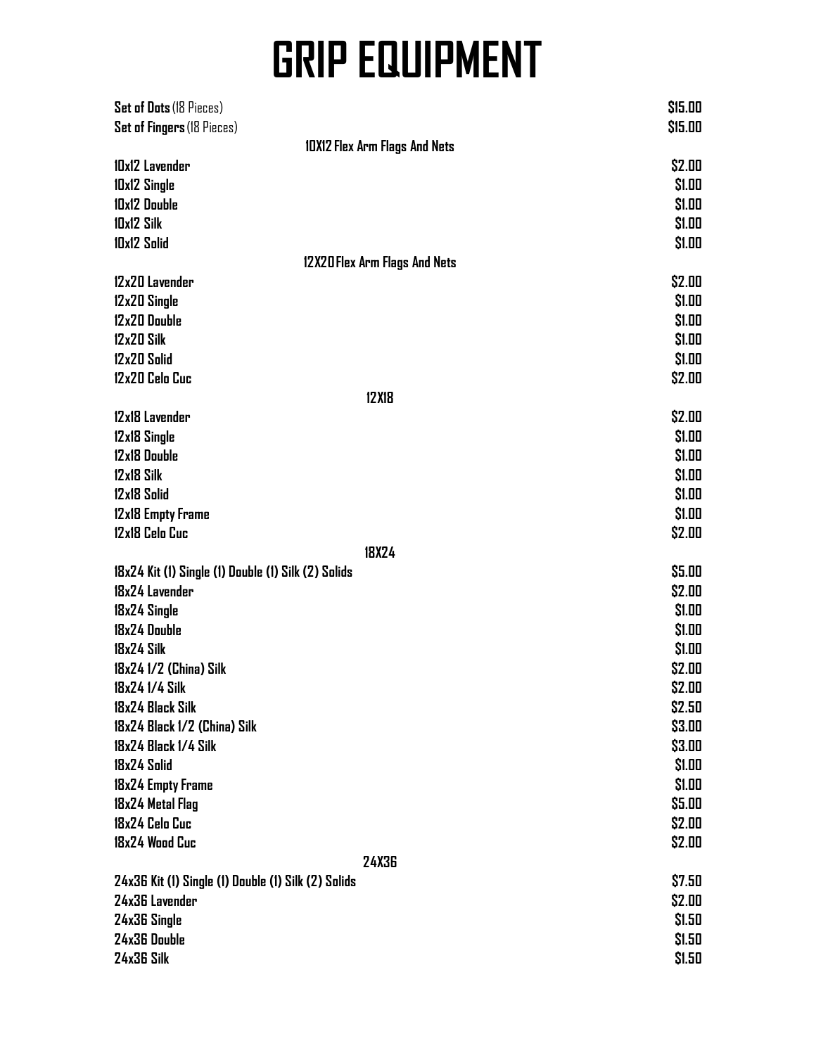# GRIP EQUIPMENT

| Item | Price |
|---|---|
| **Set of Dots** (18 Pieces) | $15.00 |
| **Set of Fingers** (18 Pieces) | $15.00 |
| **10X12 Flex Arm Flags And Nets** | |
| 10x12 Lavender | $2.00 |
| 10x12 Single | $1.00 |
| 10x12 Double | $1.00 |
| 10x12 Silk | $1.00 |
| 10x12 Solid | $1.00 |
| **12X20 Flex Arm Flags And Nets** | |
| 12x20 Lavender | $2.00 |
| 12x20 Single | $1.00 |
| 12x20 Double | $1.00 |
| 12x20 Silk | $1.00 |
| 12x20 Solid | $1.00 |
| 12x20 Celo Cuc | $2.00 |
| **12X18** | |
| 12x18 Lavender | $2.00 |
| 12x18 Single | $1.00 |
| 12x18 Double | $1.00 |
| 12x18 Silk | $1.00 |
| 12x18 Solid | $1.00 |
| 12x18 Empty Frame | $1.00 |
| 12x18 Celo Cuc | $2.00 |
| **18X24** | |
| 18x24 Kit (1) Single (1) Double (1) Silk (2) Solids | $5.00 |
| 18x24 Lavender | $2.00 |
| 18x24 Single | $1.00 |
| 18x24 Double | $1.00 |
| 18x24 Silk | $1.00 |
| 18x24 1/2 (China) Silk | $2.00 |
| 18x24 1/4 Silk | $2.00 |
| 18x24 Black Silk | $2.50 |
| 18x24 Black 1/2 (China) Silk | $3.00 |
| 18x24 Black 1/4 Silk | $3.00 |
| 18x24 Solid | $1.00 |
| 18x24 Empty Frame | $1.00 |
| 18x24 Metal Flag | $5.00 |
| 18x24 Celo Cuc | $2.00 |
| 18x24 Wood Cuc | $2.00 |
| **24X36** | |
| 24x36 Kit (1) Single (1) Double (1) Silk (2) Solids | $7.50 |
| 24x36 Lavender | $2.00 |
| 24x36 Single | $1.50 |
| 24x36 Double | $1.50 |
| 24x36 Silk | $1.50 |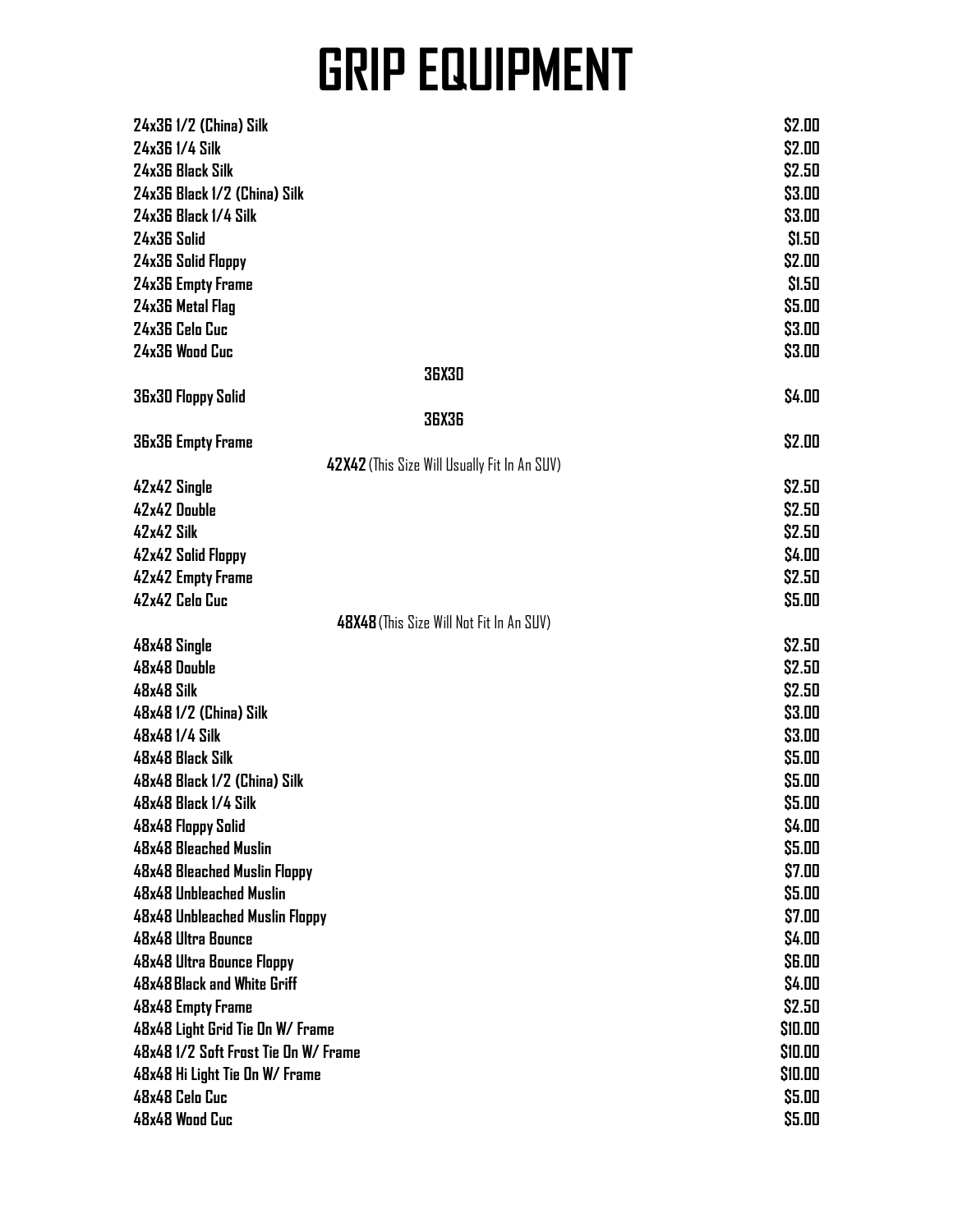# GRIP EQUIPMENT

| Item | Price |
|---|---|
| 24x36 1/2 (China) Silk | $2.00 |
| 24x36 1/4 Silk | $2.00 |
| 24x36 Black Silk | $2.50 |
| 24x36 Black 1/2 (China) Silk | $3.00 |
| 24x36 Black 1/4 Silk | $3.00 |
| 24x36 Solid | $1.50 |
| 24x36 Solid Floppy | $2.00 |
| 24x36 Empty Frame | $1.50 |
| 24x36 Metal Flag | $5.00 |
| 24x36 Celo Cuc | $3.00 |
| 24x36 Wood Cuc | $3.00 |
| **36X30** | |
| 36x30 Floppy Solid | $4.00 |
| **36X36** | |
| 36x36 Empty Frame | $2.00 |
| **42X42** (This Size Will Usually Fit In An SUV) | |
| 42x42 Single | $2.50 |
| 42x42 Double | $2.50 |
| 42x42 Silk | $2.50 |
| 42x42 Solid Floppy | $4.00 |
| 42x42 Empty Frame | $2.50 |
| 42x42 Celo Cuc | $5.00 |
| **48X48** (This Size Will Not Fit In An SUV) | |
| 48x48 Single | $2.50 |
| 48x48 Double | $2.50 |
| 48x48 Silk | $2.50 |
| 48x48 1/2 (China) Silk | $3.00 |
| 48x48 1/4 Silk | $3.00 |
| 48x48 Black Silk | $5.00 |
| 48x48 Black 1/2 (China) Silk | $5.00 |
| 48x48 Black 1/4 Silk | $5.00 |
| 48x48 Floppy Solid | $4.00 |
| 48x48 Bleached Muslin | $5.00 |
| 48x48 Bleached Muslin Floppy | $7.00 |
| 48x48 Unbleached Muslin | $5.00 |
| 48x48 Unbleached Muslin Floppy | $7.00 |
| 48x48 Ultra Bounce | $4.00 |
| 48x48 Ultra Bounce Floppy | $6.00 |
| 48x48 Black and White Griff | $4.00 |
| 48x48 Empty Frame | $2.50 |
| 48x48 Light Grid Tie On W/ Frame | $10.00 |
| 48x48 1/2 Soft Frost Tie On W/ Frame | $10.00 |
| 48x48 Hi Light Tie On W/ Frame | $10.00 |
| 48x48 Celo Cuc | $5.00 |
| 48x48 Wood Cuc | $5.00 |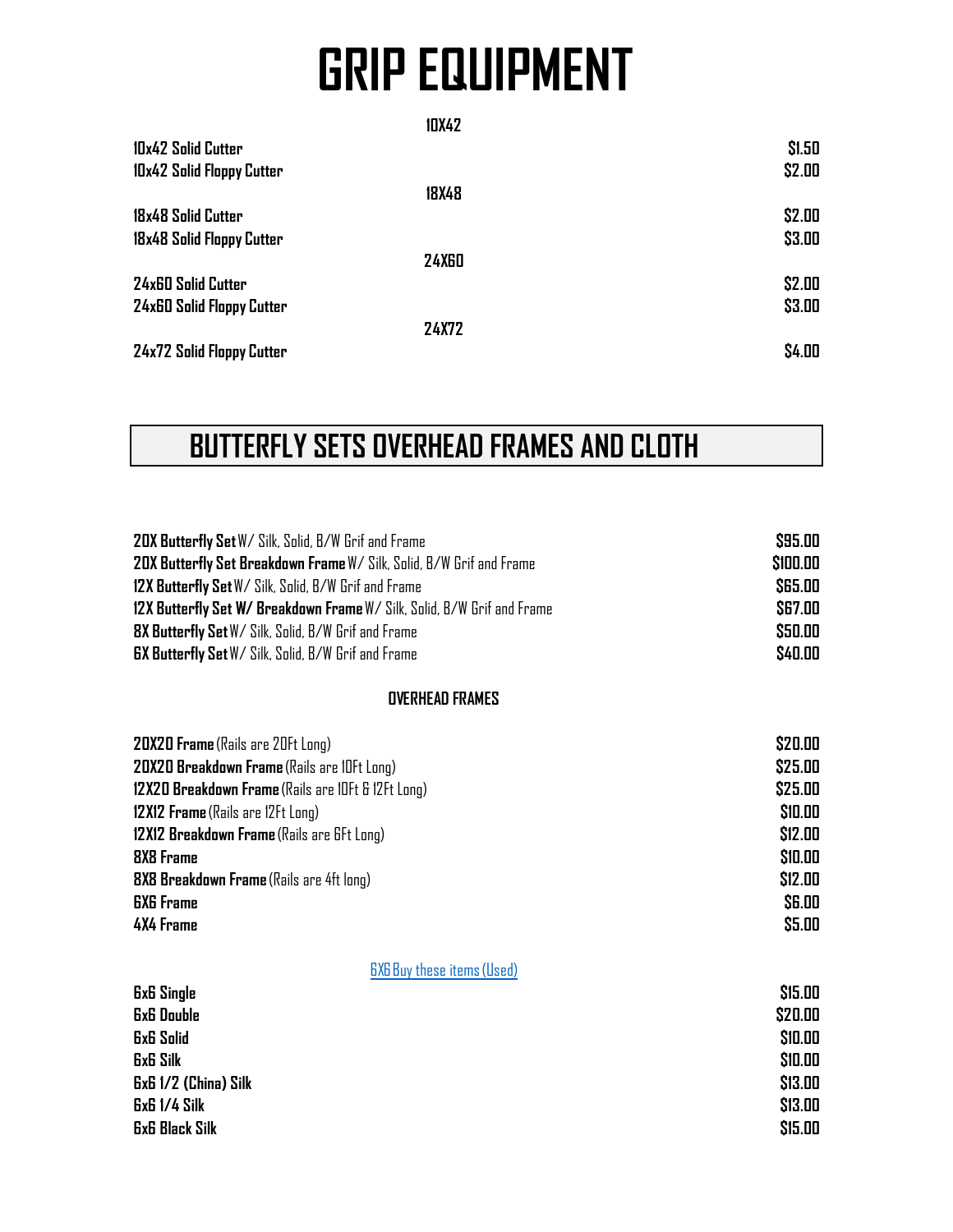# GRIP EQUIPMENT

| 10X42 | |
|---|---|
| **10x42 Solid Cutter** | **$1.50** |
| **10x42 Solid Floppy Cutter** | **$2.00** |
| **18X48** | |
| **18x48 Solid Cutter** | **$2.00** |
| **18x48 Solid Floppy Cutter** | **$3.00** |
| **24X60** | |
| **24x60 Solid Cutter** | **$2.00** |
| **24x60 Solid Floppy Cutter** | **$3.00** |
| **24X72** | |
| **24x72 Solid Floppy Cutter** | **$4.00** |

## BUTTERFLY SETS OVERHEAD FRAMES AND CLOTH

| Item | Price |
|---|---|
| **20X Butterfly Set** W/ Silk, Solid, B/W Grif and Frame | **$95.00** |
| **20X Butterfly Set Breakdown Frame** W/ Silk, Solid, B/W Grif and Frame | **$100.00** |
| **12X Butterfly Set** W/ Silk, Solid, B/W Grif and Frame | **$65.00** |
| **12X Butterfly Set W/ Breakdown Frame** W/ Silk, Solid, B/W Grif and Frame | **$67.00** |
| **8X Butterfly Set** W/ Silk, Solid, B/W Grif and Frame | **$50.00** |
| **6X Butterfly Set** W/ Silk, Solid, B/W Grif and Frame | **$40.00** |

### OVERHEAD FRAMES

| Item | Price |
|---|---|
| **20X20 Frame** (Rails are 20Ft Long) | **$20.00** |
| **20X20 Breakdown Frame** (Rails are 10Ft Long) | **$25.00** |
| **12X20 Breakdown Frame** (Rails are 10Ft & 12Ft Long) | **$25.00** |
| **12X12 Frame** (Rails are 12Ft Long) | **$10.00** |
| **12X12 Breakdown Frame** (Rails are 6Ft Long) | **$12.00** |
| **8X8 Frame** | **$10.00** |
| **8X8 Breakdown Frame** (Rails are 4ft long) | **$12.00** |
| **6X6 Frame** | **$6.00** |
| **4X4 Frame** | **$5.00** |

6X6 Buy these items (Used)

| Item | Price |
|---|---|
| **6x6 Single** | **$15.00** |
| **6x6 Double** | **$20.00** |
| **6x6 Solid** | **$10.00** |
| **6x6 Silk** | **$10.00** |
| **6x6 1/2 (China) Silk** | **$13.00** |
| **6x6 1/4 Silk** | **$13.00** |
| **6x6 Black Silk** | **$15.00** |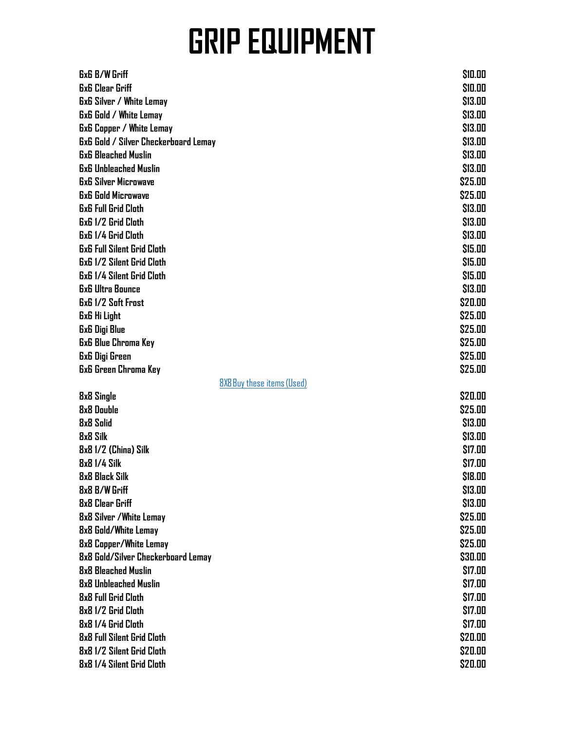# GRIP EQUIPMENT

| | |
|---|---|
| 6x6 B/W Griff | $10.00 |
| 6x6 Clear Griff | $10.00 |
| 6x6 Silver / White Lemay | $13.00 |
| 6x6 Gold / White Lemay | $13.00 |
| 6x6 Copper / White Lemay | $13.00 |
| 6x6 Gold / Silver Checkerboard Lemay | $13.00 |
| 6x6 Bleached Muslin | $13.00 |
| 6x6 Unbleached Muslin | $13.00 |
| 6x6 Silver Microwave | $25.00 |
| 6x6 Gold Microwave | $25.00 |
| 6x6 Full Grid Cloth | $13.00 |
| 6x6 1/2 Grid Cloth | $13.00 |
| 6x6 1/4 Grid Cloth | $13.00 |
| 6x6 Full Silent Grid Cloth | $15.00 |
| 6x6 1/2 Silent Grid Cloth | $15.00 |
| 6x6 1/4 Silent Grid Cloth | $15.00 |
| 6x6 Ultra Bounce | $13.00 |
| 6x6 1/2 Soft Frost | $20.00 |
| 6x6 Hi Light | $25.00 |
| 6x6 Digi Blue | $25.00 |
| 6x6 Blue Chroma Key | $25.00 |
| 6x6 Digi Green | $25.00 |
| 6x6 Green Chroma Key | $25.00 |

8X8 Buy these items (Used)

| | |
|---|---|
| 8x8 Single | $20.00 |
| 8x8 Double | $25.00 |
| 8x8 Solid | $13.00 |
| 8x8 Silk | $13.00 |
| 8x8 1/2 (China) Silk | $17.00 |
| 8x8 1/4 Silk | $17.00 |
| 8x8 Black Silk | $18.00 |
| 8x8 B/W Griff | $13.00 |
| 8x8 Clear Griff | $13.00 |
| 8x8 Silver /White Lemay | $25.00 |
| 8x8 Gold/White Lemay | $25.00 |
| 8x8 Copper/White Lemay | $25.00 |
| 8x8 Gold/Silver Checkerboard Lemay | $30.00 |
| 8x8 Bleached Muslin | $17.00 |
| 8x8 Unbleached Muslin | $17.00 |
| 8x8 Full Grid Cloth | $17.00 |
| 8x8 1/2 Grid Cloth | $17.00 |
| 8x8 1/4 Grid Cloth | $17.00 |
| 8x8 Full Silent Grid Cloth | $20.00 |
| 8x8 1/2 Silent Grid Cloth | $20.00 |
| 8x8 1/4 Silent Grid Cloth | $20.00 |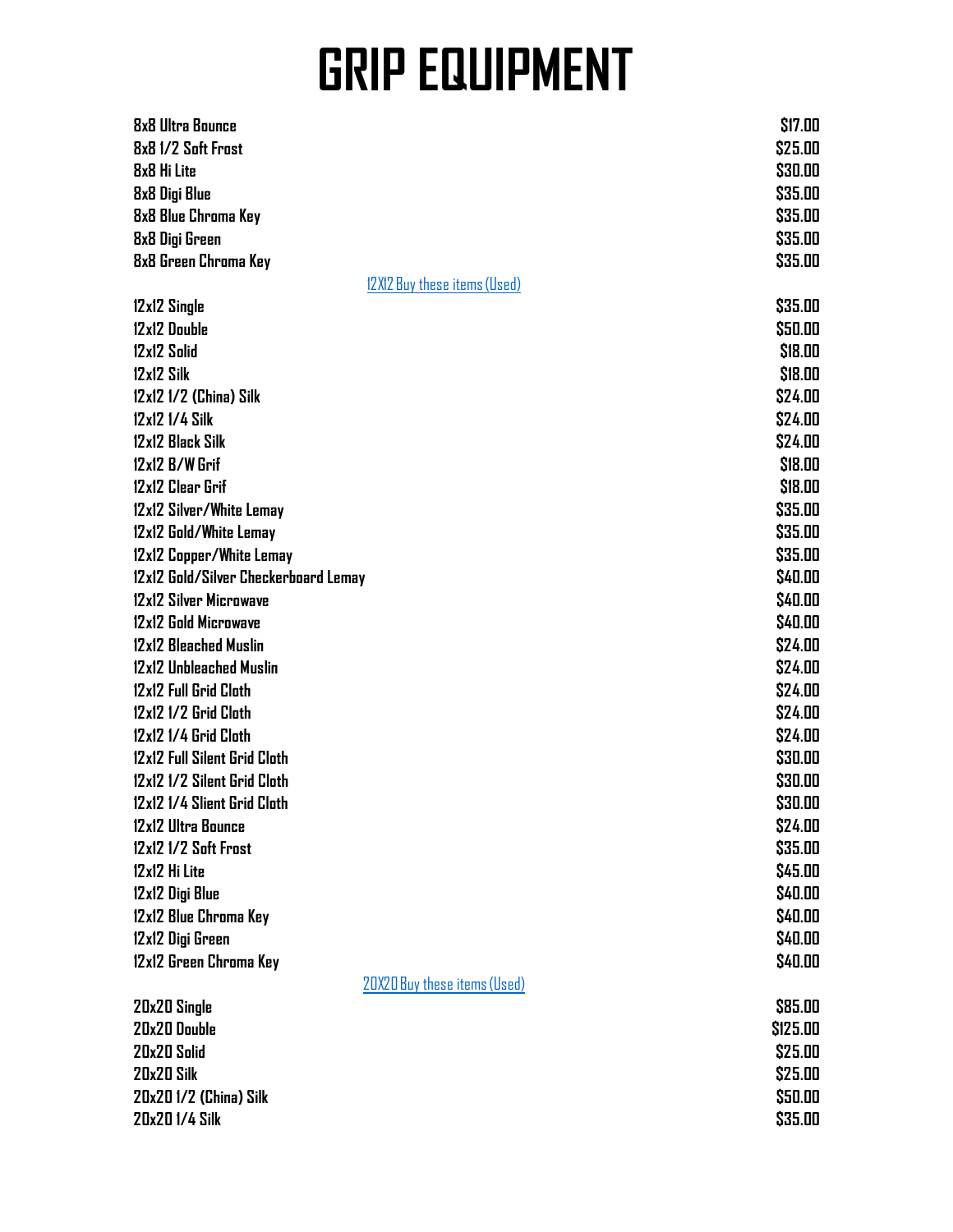# GRIP EQUIPMENT

| | |
|---|---|
| 8x8 Ultra Bounce | $17.00 |
| 8x8 1/2 Soft Frost | $25.00 |
| 8x8 Hi Lite | $30.00 |
| 8x8 Digi Blue | $35.00 |
| 8x8 Blue Chroma Key | $35.00 |
| 8x8 Digi Green | $35.00 |
| 8x8 Green Chroma Key | $35.00 |

12X12 Buy these items (Used)

| | |
|---|---|
| 12x12 Single | $35.00 |
| 12x12 Double | $50.00 |
| 12x12 Solid | $18.00 |
| 12x12 Silk | $18.00 |
| 12x12 1/2 (China) Silk | $24.00 |
| 12x12 1/4 Silk | $24.00 |
| 12x12 Black Silk | $24.00 |
| 12x12 B/W Grif | $18.00 |
| 12x12 Clear Grif | $18.00 |
| 12x12 Silver/White Lemay | $35.00 |
| 12x12 Gold/White Lemay | $35.00 |
| 12x12 Copper/White Lemay | $35.00 |
| 12x12 Gold/Silver Checkerboard Lemay | $40.00 |
| 12x12 Silver Microwave | $40.00 |
| 12x12 Gold Microwave | $40.00 |
| 12x12 Bleached Muslin | $24.00 |
| 12x12 Unbleached Muslin | $24.00 |
| 12x12 Full Grid Cloth | $24.00 |
| 12x12 1/2 Grid Cloth | $24.00 |
| 12x12 1/4 Grid Cloth | $24.00 |
| 12x12 Full Silent Grid Cloth | $30.00 |
| 12x12 1/2 Silent Grid Cloth | $30.00 |
| 12x12 1/4 Slient Grid Cloth | $30.00 |
| 12x12 Ultra Bounce | $24.00 |
| 12x12 1/2 Soft Frost | $35.00 |
| 12x12 Hi Lite | $45.00 |
| 12x12 Digi Blue | $40.00 |
| 12x12 Blue Chroma Key | $40.00 |
| 12x12 Digi Green | $40.00 |
| 12x12 Green Chroma Key | $40.00 |

20X20 Buy these items (Used)

| | |
|---|---|
| 20x20 Single | $85.00 |
| 20x20 Double | $125.00 |
| 20x20 Solid | $25.00 |
| 20x20 Silk | $25.00 |
| 20x20 1/2 (China) Silk | $50.00 |
| 20x20 1/4 Silk | $35.00 |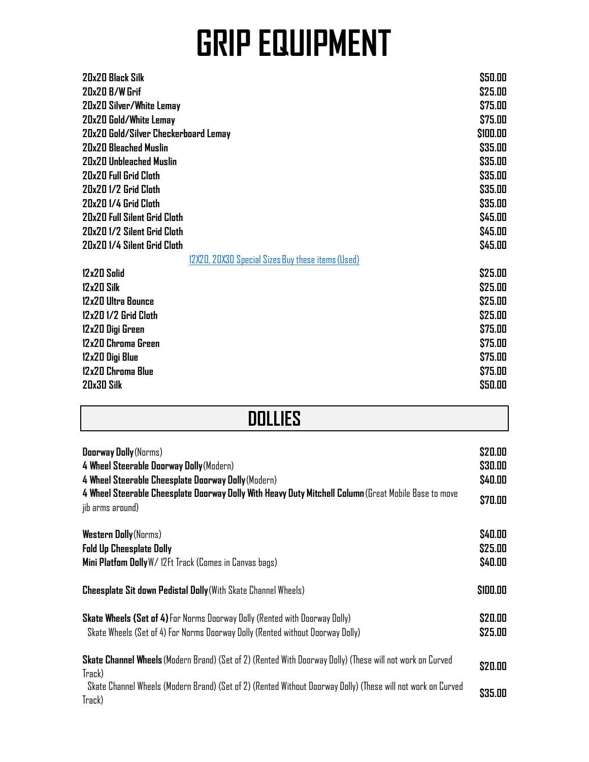# GRIP EQUIPMENT

| | |
|---|---|
| **20x20 Black Silk** | **$50.00** |
| **20x20 B/W Grif** | **$25.00** |
| **20x20 Silver/White Lemay** | **$75.00** |
| **20x20 Gold/White Lemay** | **$75.00** |
| **20x20 Gold/Silver Checkerboard Lemay** | **$100.00** |
| **20x20 Bleached Muslin** | **$35.00** |
| **20x20 Unbleached Muslin** | **$35.00** |
| **20x20 Full Grid Cloth** | **$35.00** |
| **20x20 1/2 Grid Cloth** | **$35.00** |
| **20x20 1/4 Grid Cloth** | **$35.00** |
| **20x20 Full Silent Grid Cloth** | **$45.00** |
| **20x20 1/2 Silent Grid Cloth** | **$45.00** |
| **20x20 1/4 Silent Grid Cloth** | **$45.00** |
| 12X20, 20X30 Special Sizes Buy these items (Used) | |
| **12x20 Solid** | **$25.00** |
| **12x20 Silk** | **$25.00** |
| **12x20 Ultra Bounce** | **$25.00** |
| **12x20 1/2 Grid Cloth** | **$25.00** |
| **12x20 Digi Green** | **$75.00** |
| **12x20 Chroma Green** | **$75.00** |
| **12x20 Digi Blue** | **$75.00** |
| **12x20 Chroma Blue** | **$75.00** |
| **20x30 Silk** | **$50.00** |

## DOLLIES

| | |
|---|---|
| **Doorway Dolly** (Norms) | **$20.00** |
| **4 Wheel Steerable Doorway Dolly** (Modern) | **$30.00** |
| **4 Wheel Steerable Cheesplate Doorway Dolly** (Modern) | **$40.00** |
| **4 Wheel Steerable Cheesplate Doorway Dolly With Heavy Duty Mitchell Column** (Great Mobile Base to move jib arms around) | **$70.00** |
| **Western Dolly** (Norms) | **$40.00** |
| **Fold Up Cheesplate Dolly** | **$25.00** |
| **Mini Platfom Dolly** W/ 12Ft Track (Comes in Canvas bags) | **$40.00** |
| **Cheesplate Sit down Pedistal Dolly** (With Skate Channel Wheels) | **$100.00** |
| **Skate Wheels (Set of 4)** For Norms Doorway Dolly (Rented with Doorway Dolly) | **$20.00** |
| Skate Wheels (Set of 4) For Norms Doorway Dolly (Rented without Doorway Dolly) | **$25.00** |
| **Skate Channel Wheels** (Modern Brand) (Set of 2) (Rented With Doorway Dolly) (These will not work on Curved Track) | **$20.00** |
| Skate Channel Wheels (Modern Brand) (Set of 2) (Rented Without Doorway Dolly) (These will not work on Curved Track) | **$35.00** |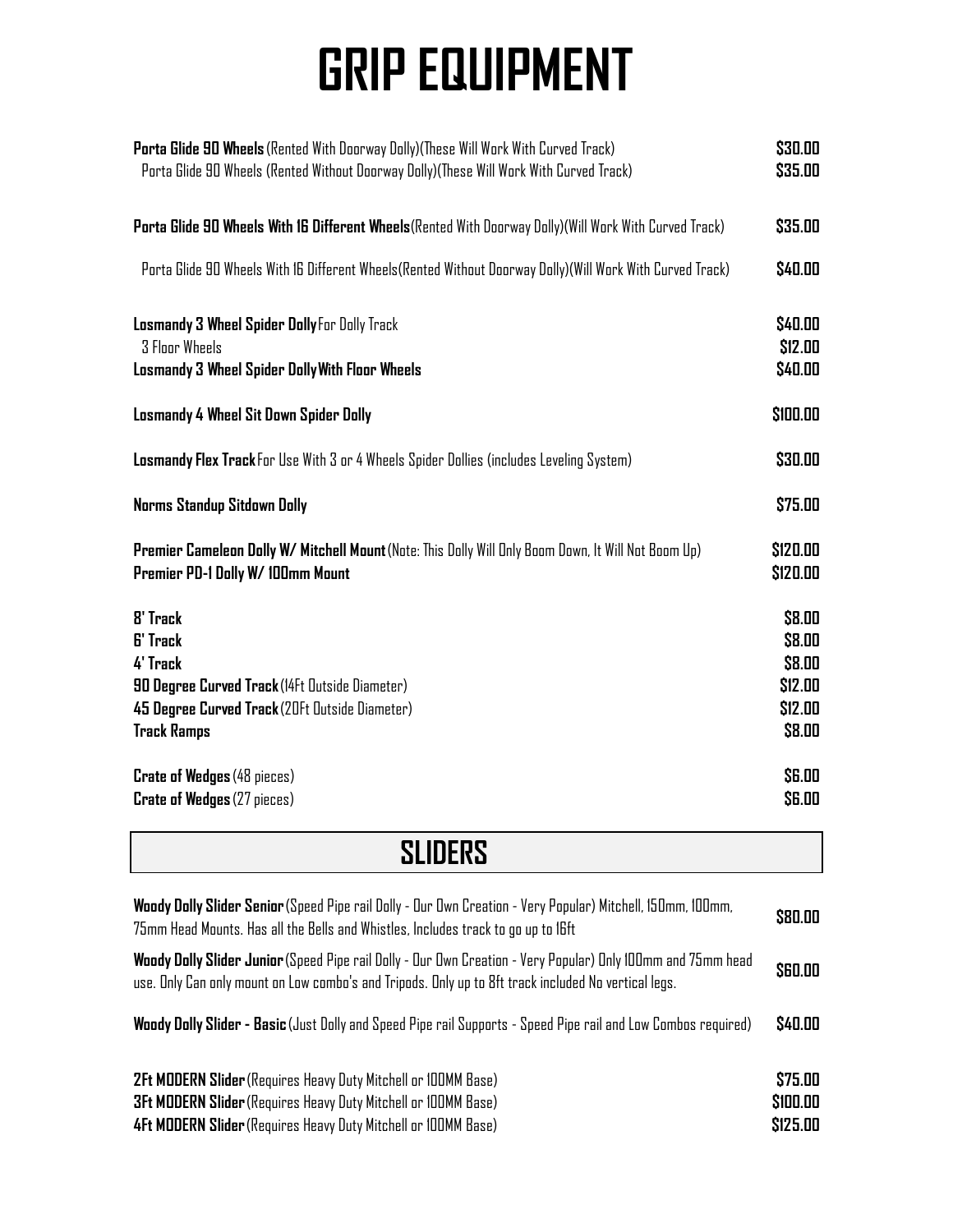# GRIP EQUIPMENT

| Item | Price |
|---|---|
| **Porta Glide 90 Wheels** (Rented With Doorway Dolly)(These Will Work With Curved Track) | **$30.00** |
| Porta Glide 90 Wheels (Rented Without Doorway Dolly)(These Will Work With Curved Track) | **$35.00** |
| **Porta Glide 90 Wheels With 16 Different Wheels** (Rented With Doorway Dolly)(Will Work With Curved Track) | **$35.00** |
| Porta Glide 90 Wheels With 16 Different Wheels(Rented Without Doorway Dolly)(Will Work With Curved Track) | **$40.00** |
| **Losmandy 3 Wheel Spider Dolly** For Dolly Track | **$40.00** |
| 3 Floor Wheels | **$12.00** |
| **Losmandy 3 Wheel Spider Dolly With Floor Wheels** | **$40.00** |
| **Losmandy 4 Wheel Sit Down Spider Dolly** | **$100.00** |
| **Losmandy Flex Track** For Use With 3 or 4 Wheels Spider Dollies (includes Leveling System) | **$30.00** |
| **Norms Standup Sitdown Dolly** | **$75.00** |
| **Premier Cameleon Dolly W/ Mitchell Mount** (Note: This Dolly Will Only Boom Down, It Will Not Boom Up) | **$120.00** |
| **Premier PD-1 Dolly W/ 100mm Mount** | **$120.00** |
| **8' Track** | **$8.00** |
| **6' Track** | **$8.00** |
| **4' Track** | **$8.00** |
| **90 Degree Curved Track** (14Ft Outside Diameter) | **$12.00** |
| **45 Degree Curved Track** (20Ft Outside Diameter) | **$12.00** |
| **Track Ramps** | **$8.00** |
| **Crate of Wedges** (48 pieces) | **$6.00** |
| **Crate of Wedges** (27 pieces) | **$6.00** |

## SLIDERS

| Item | Price |
|---|---|
| **Woody Dolly Slider Senior** (Speed Pipe rail Dolly - Our Own Creation - Very Popular) Mitchell, 150mm, 100mm, 75mm Head Mounts. Has all the Bells and Whistles, Includes track to go up to 16ft | **$80.00** |
| **Woody Dolly Slider Junior** (Speed Pipe rail Dolly - Our Own Creation - Very Popular) Only 100mm and 75mm head use. Only Can only mount on Low combo's and Tripods. Only up to 8ft track included No vertical legs. | **$60.00** |
| **Woody Dolly Slider - Basic** (Just Dolly and Speed Pipe rail Supports - Speed Pipe rail and Low Combos required) | **$40.00** |
| **2Ft MODERN Slider** (Requires Heavy Duty Mitchell or 100MM Base) | **$75.00** |
| **3Ft MODERN Slider** (Requires Heavy Duty Mitchell or 100MM Base) | **$100.00** |
| **4Ft MODERN Slider** (Requires Heavy Duty Mitchell or 100MM Base) | **$125.00** |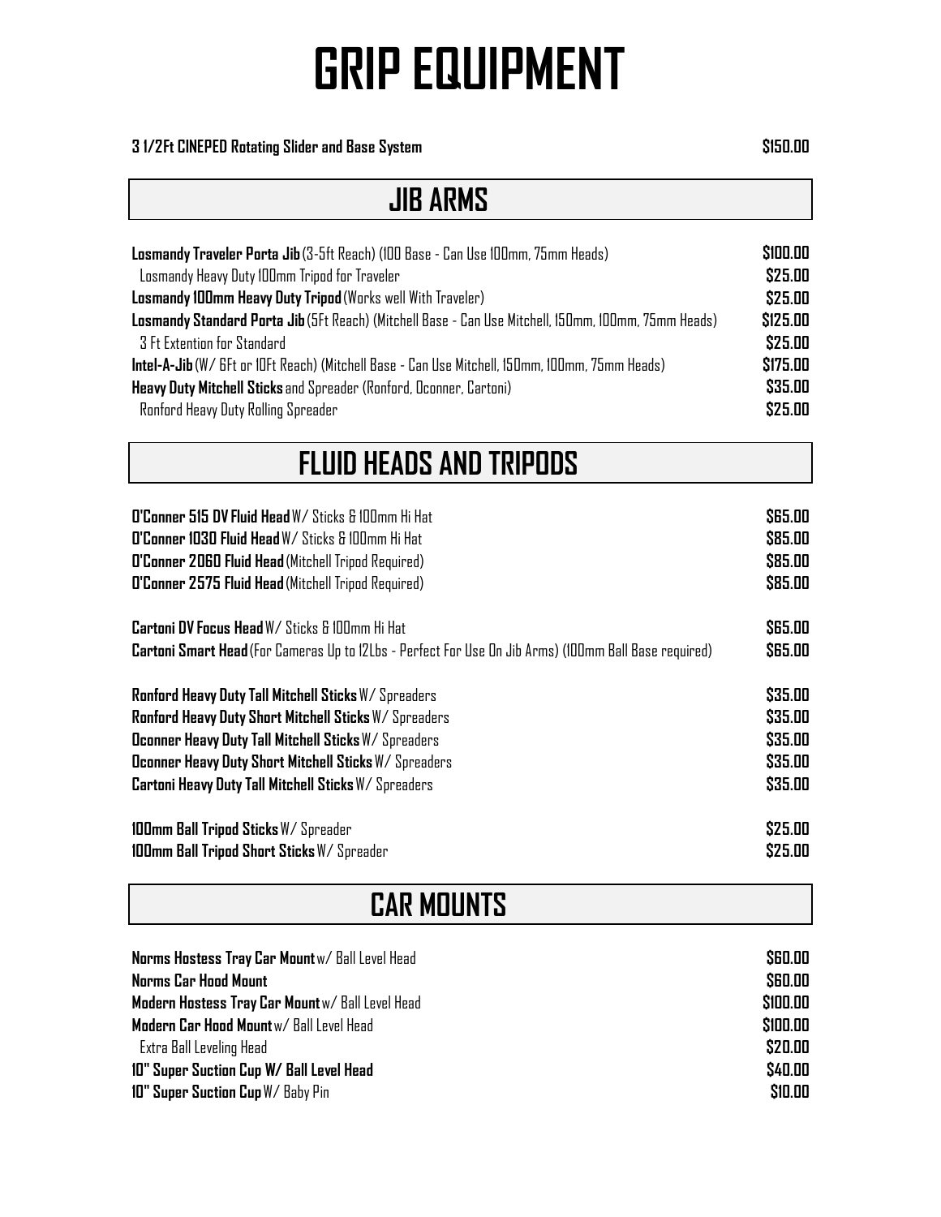# GRIP EQUIPMENT

| | |
|---|---|
| **3 1/2Ft CINEPED Rotating Slider and Base System** | **$150.00** |

## JIB ARMS

| | |
|---|---|
| **Losmandy Traveler Porta Jib** (3-5ft Reach) (100 Base - Can Use 100mm, 75mm Heads) | **$100.00** |
| Losmandy Heavy Duty 100mm Tripod for Traveler | **$25.00** |
| **Losmandy 100mm Heavy Duty Tripod** (Works well With Traveler) | **$25.00** |
| **Losmandy Standard Porta Jib** (5Ft Reach) (Mitchell Base - Can Use Mitchell, 150mm, 100mm, 75mm Heads) | **$125.00** |
| 3 Ft Extention for Standard | **$25.00** |
| **Intel-A-Jib** (W/ 6Ft or 10Ft Reach) (Mitchell Base - Can Use Mitchell, 150mm, 100mm, 75mm Heads) | **$175.00** |
| **Heavy Duty Mitchell Sticks** and Spreader (Ronford, Oconner, Cartoni) | **$35.00** |
| Ronford Heavy Duty Rolling Spreader | **$25.00** |

## FLUID HEADS AND TRIPODS

| | |
|---|---|
| **O'Conner 515 DV Fluid Head** W/ Sticks & 100mm Hi Hat | **$65.00** |
| **O'Conner 1030 Fluid Head** W/ Sticks & 100mm Hi Hat | **$85.00** |
| **O'Conner 2060 Fluid Head** (Mitchell Tripod Required) | **$85.00** |
| **O'Conner 2575 Fluid Head** (Mitchell Tripod Required) | **$85.00** |
| **Cartoni DV Focus Head** W/ Sticks & 100mm Hi Hat | **$65.00** |
| **Cartoni Smart Head** (For Cameras Up to 12Lbs - Perfect For Use On Jib Arms) (100mm Ball Base required) | **$65.00** |
| **Ronford Heavy Duty Tall Mitchell Sticks** W/ Spreaders | **$35.00** |
| **Ronford Heavy Duty Short Mitchell Sticks** W/ Spreaders | **$35.00** |
| **Oconner Heavy Duty Tall Mitchell Sticks** W/ Spreaders | **$35.00** |
| **Oconner Heavy Duty Short Mitchell Sticks** W/ Spreaders | **$35.00** |
| **Cartoni Heavy Duty Tall Mitchell Sticks** W/ Spreaders | **$35.00** |
| **100mm Ball Tripod Sticks** W/ Spreader | **$25.00** |
| **100mm Ball Tripod Short Sticks** W/ Spreader | **$25.00** |

## CAR MOUNTS

| | |
|---|---|
| **Norms Hostess Tray Car Mount** w/ Ball Level Head | **$60.00** |
| **Norms Car Hood Mount** | **$60.00** |
| **Modern Hostess Tray Car Mount** w/ Ball Level Head | **$100.00** |
| **Modern Car Hood Mount** w/ Ball Level Head | **$100.00** |
| Extra Ball Leveling Head | **$20.00** |
| **10" Super Suction Cup W/ Ball Level Head** | **$40.00** |
| **10" Super Suction Cup** W/ Baby Pin | **$10.00** |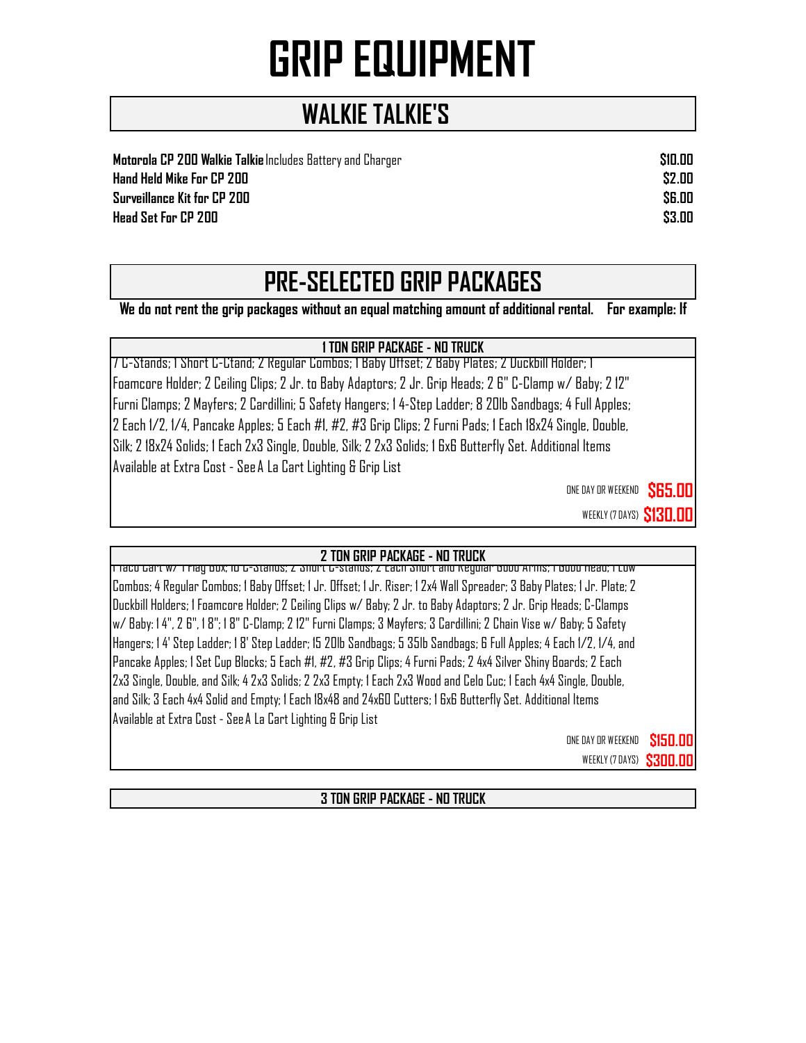# GRIP EQUIPMENT

## WALKIE TALKIE'S

| | |
|---|---|
| **Motorola CP 200 Walkie Talkie** Includes Battery and Charger | **$10.00** |
| **Hand Held Mike For CP 200** | **$2.00** |
| **Surveillance Kit for CP 200** | **$6.00** |
| **Head Set For CP 200** | **$3.00** |

## PRE-SELECTED GRIP PACKAGES

**We do not rent the grip packages without an equal matching amount of additional rental. For example: If**

### 1 TON GRIP PACKAGE - NO TRUCK

7 C-Stands; 1 Short C-Ctand; 2 Regular Combos; 1 Baby Offset; 2 Baby Plates; 2 Duckbill Holder; 1 Foamcore Holder; 2 Ceiling Clips; 2 Jr. to Baby Adaptors; 2 Jr. Grip Heads; 2 6" C-Clamp w/ Baby; 2 12" Furni Clamps; 2 Mayfers; 2 Cardillini; 5 Safety Hangers; 1 4-Step Ladder; 8 20lb Sandbags; 4 Full Apples; 2 Each 1/2, 1/4, Pancake Apples; 5 Each #1, #2, #3 Grip Clips; 2 Furni Pads; 1 Each 18x24 Single, Double, Silk; 2 18x24 Solids; 1 Each 2x3 Single, Double, Silk; 2 2x3 Solids; 1 6x6 Butterfly Set. Additional Items Available at Extra Cost - See A La Cart Lighting & Grip List

ONE DAY OR WEEKEND **$65.00**

WEEKLY (7 DAYS) **$130.00**

### 2 TON GRIP PACKAGE - NO TRUCK

1 Taco Cart w/ 1 Flag Box; 10 C-Stands; 2 Short C-stands; 2 Each Short and Regular Gobo Arms; 1 Gobo Head; 1 Low Combos; 4 Regular Combos; 1 Baby Offset; 1 Jr. Offset; 1 Jr. Riser; 1 2x4 Wall Spreader; 3 Baby Plates; 1 Jr. Plate; 2 Duckbill Holders; 1 Foamcore Holder; 2 Ceiling Clips w/ Baby; 2 Jr. to Baby Adaptors; 2 Jr. Grip Heads; C-Clamps w/ Baby: 1 4", 2 6", 1 8"; 1 8" C-Clamp; 2 12" Furni Clamps; 3 Mayfers; 3 Cardillini; 2 Chain Vise w/ Baby; 5 Safety Hangers; 1 4' Step Ladder; 1 8' Step Ladder; 15 20lb Sandbags; 5 35lb Sandbags; 6 Full Apples; 4 Each 1/2, 1/4, and Pancake Apples; 1 Set Cup Blocks; 5 Each #1, #2, #3 Grip Clips; 4 Furni Pads; 2 4x4 Silver Shiny Boards; 2 Each 2x3 Single, Double, and Silk; 4 2x3 Solids; 2 2x3 Empty; 1 Each 2x3 Wood and Celo Cuc; 1 Each 4x4 Single, Double, and Silk; 3 Each 4x4 Solid and Empty; 1 Each 18x48 and 24x60 Cutters; 1 6x6 Butterfly Set. Additional Items Available at Extra Cost - See A La Cart Lighting & Grip List

ONE DAY OR WEEKEND **$150.00**

WEEKLY (7 DAYS) **$300.00**

### 3 TON GRIP PACKAGE - NO TRUCK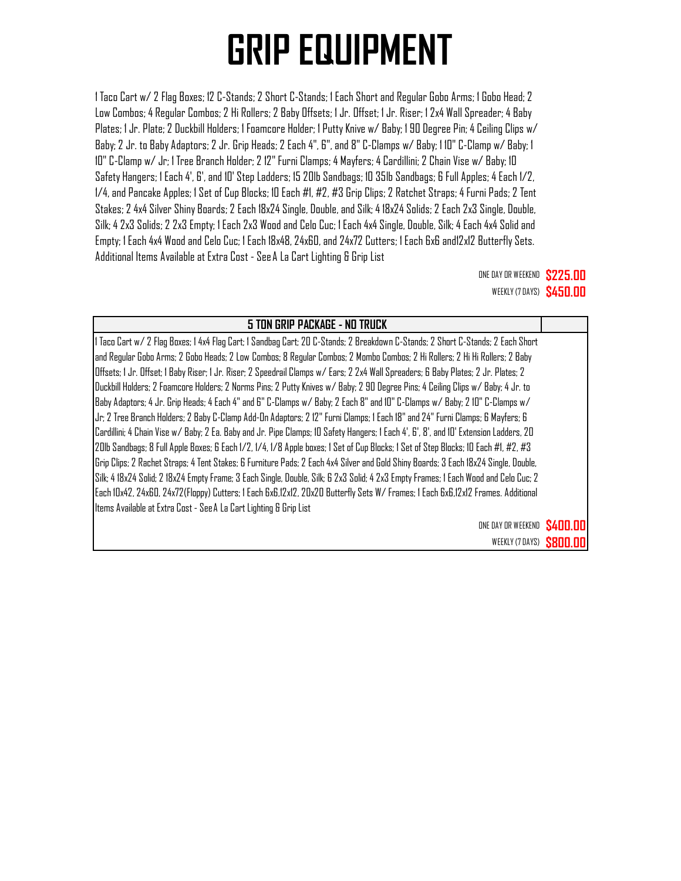# GRIP EQUIPMENT

1 Taco Cart w/ 2 Flag Boxes; 12 C-Stands; 2 Short C-Stands; 1 Each Short and Regular Gobo Arms; 1 Gobo Head; 2 Low Combos; 4 Regular Combos; 2 Hi Rollers; 2 Baby Offsets; 1 Jr. Offset; 1 Jr. Riser; 1 2x4 Wall Spreader; 4 Baby Plates; 1 Jr. Plate; 2 Duckbill Holders; 1 Foamcore Holder; 1 Putty Knive w/ Baby; 1 90 Degree Pin; 4 Ceiling Clips w/ Baby; 2 Jr. to Baby Adaptors; 2 Jr. Grip Heads; 2 Each 4", 6", and 8" C-Clamps w/ Baby; 1 10" C-Clamp w/ Baby; 1 10" C-Clamp w/ Jr; 1 Tree Branch Holder; 2 12" Furni Clamps; 4 Mayfers; 4 Cardillini; 2 Chain Vise w/ Baby; 10 Safety Hangers; 1 Each 4', 6', and 10' Step Ladders; 15 20lb Sandbags; 10 35lb Sandbags; 6 Full Apples; 4 Each 1/2, 1/4, and Pancake Apples; 1 Set of Cup Blocks; 10 Each #1, #2, #3 Grip Clips; 2 Ratchet Straps; 4 Furni Pads; 2 Tent Stakes; 2 4x4 Silver Shiny Boards; 2 Each 18x24 Single, Double, and Silk; 4 18x24 Solids; 2 Each 2x3 Single, Double, Silk; 4 2x3 Solids; 2 2x3 Empty; 1 Each 2x3 Wood and Celo Cuc; 1 Each 4x4 Single, Double, Silk; 4 Each 4x4 Solid and Empty; 1 Each 4x4 Wood and Celo Cuc; 1 Each 18x48, 24x60, and 24x72 Cutters; 1 Each 6x6 and12x12 Butterfly Sets. Additional Items Available at Extra Cost - See A La Cart Lighting & Grip List

ONE DAY OR WEEKEND **$225.00**
WEEKLY (7 DAYS) **$450.00**

## 5 TON GRIP PACKAGE - NO TRUCK

1 Taco Cart w/ 2 Flag Boxes; 1 4x4 Flag Cart; 1 Sandbag Cart; 20 C-Stands; 2 Breakdown C-Stands; 2 Short C-Stands; 2 Each Short and Regular Gobo Arms; 2 Gobo Heads; 2 Low Combos; 8 Regular Combos; 2 Mombo Combos; 2 Hi Rollers; 2 Hi Hi Rollers; 2 Baby Offsets; 1 Jr. Offset; 1 Baby Riser; 1 Jr. Riser; 2 Speedrail Clamps w/ Ears; 2 2x4 Wall Spreaders; 6 Baby Plates; 2 Jr. Plates; 2 Duckbill Holders; 2 Foamcore Holders; 2 Norms Pins; 2 Putty Knives w/ Baby; 2 90 Degree Pins; 4 Ceiling Clips w/ Baby; 4 Jr. to Baby Adaptors; 4 Jr. Grip Heads; 4 Each 4" and 6" C-Clamps w/ Baby; 2 Each 8" and 10" C-Clamps w/ Baby; 2 10" C-Clamps w/ Jr; 2 Tree Branch Holders; 2 Baby C-Clamp Add-On Adaptors; 2 12" Furni Clamps; 1 Each 18" and 24" Furni Clamps; 6 Mayfers; 6 Cardillini; 4 Chain Vise w/ Baby; 2 Ea. Baby and Jr. Pipe Clamps; 10 Safety Hangers; 1 Each 4', 6', 8', and 10' Extension Ladders, 20 20lb Sandbags; 8 Full Apple Boxes; 6 Each 1/2, 1/4, 1/8 Apple boxes; 1 Set of Cup Blocks; 1 Set of Step Blocks; 10 Each #1, #2, #3 Grip Clips; 2 Rachet Straps; 4 Tent Stakes; 6 Furniture Pads; 2 Each 4x4 Silver and Gold Shiny Boards; 3 Each 18x24 Single, Double, Silk; 4 18x24 Solid; 2 18x24 Empty Frame; 3 Each Single, Double, Silk; 6 2x3 Solid; 4 2x3 Empty Frames; 1 Each Wood and Celo Cuc; 2 Each 10x42, 24x60, 24x72(Floppy) Cutters; 1 Each 6x6,12x12, 20x20 Butterfly Sets W/ Frames; 1 Each 6x6,12x12 Frames. Additional Items Available at Extra Cost - See A La Cart Lighting & Grip List

ONE DAY OR WEEKEND **$400.00**
WEEKLY (7 DAYS) **$800.00**